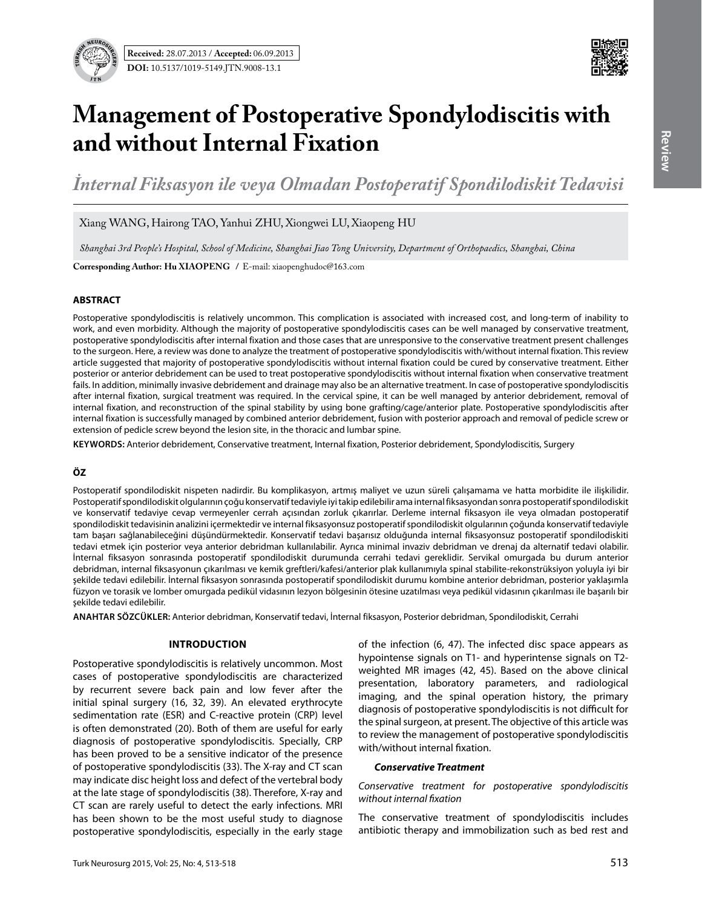**Received:** 28.07.2013 / **Accepted:** 06.09.2013

**DOI:** 10.5137/1019-5149.JTN.9008-13.1

# Management of Postoperative Spondylodiscitis with and without Internal Fixation

## *İnternal Fiksasyon ile veya Olmadan Postoperatif Spondilodiskit Tedavisi*

Xiang WANG, Hairong TAO, Yanhui ZHU, Xiongwei LU, Xiaopeng HU

*Shanghai 3rd People's Hospital, School of Medicine, Shanghai Jiao Tong University, Department of Orthopaedics, Shanghai, China*

**Corresponding Author: Hu XIAOPENG /** E-mail: xiaopenghudoc@163.com

### ABSTRACT

Postoperative spondylodiscitis is relatively uncommon. This complication is associated with increased cost, and long-term of inability to work, and even morbidity. Although the majority of postoperative spondylodiscitis cases can be well managed by conservative treatment, postoperative spondylodiscitis after internal fixation and those cases that are unresponsive to the conservative treatment present challenges to the surgeon. Here, a review was done to analyze the treatment of postoperative spondylodiscitis with/without internal fixation. This review article suggested that majority of postoperative spondylodiscitis without internal fixation could be cured by conservative treatment. Either posterior or anterior debridement can be used to treat postoperative spondylodiscitis without internal fixation when conservative treatment fails. In addition, minimally invasive debridement and drainage may also be an alternative treatment. In case of postoperative spondylodiscitis after internal fixation, surgical treatment was required. In the cervical spine, it can be well managed by anterior debridement, removal of internal fixation, and reconstruction of the spinal stability by using bone grafting/cage/anterior plate. Postoperative spondylodiscitis after internal fixation is successfully managed by combined anterior debridement, fusion with posterior approach and removal of pedicle screw or extension of pedicle screw beyond the lesion site, in the thoracic and lumbar spine.

**KEYWORDS:** Anterior debridement, Conservative treatment, Internal fixation, Posterior debridement, Spondylodiscitis, Surgery

### ÖZ

Postoperatif spondilodiskit nispeten nadirdir. Bu komplikasyon, artmış maliyet ve uzun süreli çalışamama ve hatta morbidite ile ilişkilidir. Postoperatif spondilodiskit olgularının çoğu konservatif tedaviyle iyi takip edilebilir ama internal fiksasyondan sonra postoperatif spondilodiskit ve konservatif tedaviye cevap vermeyenler cerrah açısından zorluk çıkarırlar. Derleme internal fiksasyon ile veya olmadan postoperatif spondilodiskit tedavisinin analizini içermektedir ve internal fiksasyonsuz postoperatif spondilodiskit olgularının çoğunda konservatif tedaviyle tam başarı sağlanabileceğini düşündürmektedir. Konservatif tedavi başarısız olduğunda internal fiksasyonsuz postoperatif spondilodiskiti tedavi etmek için posterior veya anterior debridman kullanılabilir. Ayrıca minimal invaziv debridman ve drenaj da alternatif tedavi olabilir. İnternal fiksasyon sonrasında postoperatif spondilodiskit durumunda cerrahi tedavi gereklidir. Servikal omurgada bu durum anterior debridman, internal fiksasyonun çıkarılması ve kemik greftleri/kafesi/anterior plak kullanımıyla spinal stabilite-rekonstrüksiyon yoluyla iyi bir şekilde tedavi edilebilir. İnternal fiksasyon sonrasında postoperatif spondilodiskit durumu kombine anterior debridman, posterior yaklaşımla füzyon ve torasik ve lomber omurgada pedikül vidasının lezyon bölgesinin ötesine uzatılması veya pedikül vidasının çıkarılması ile başarılı bir şekilde tedavi edilebilir.

**ANAHTAR SÖZCÜKLER:** Anterior debridman, Konservatif tedavi, İnternal fiksasyon, Posterior debridman, Spondilodiskit, Cerrahi

## INTRODUCTION

Postoperative spondylodiscitis is relatively uncommon. Most cases of postoperative spondylodiscitis are characterized by recurrent severe back pain and low fever after the initial spinal surgery (16, 32, 39). An elevated erythrocyte sedimentation rate (ESR) and C-reactive protein (CRP) level is often demonstrated (20). Both of them are useful for early diagnosis of postoperative spondylodiscitis. Specially, CRP has been proved to be a sensitive indicator of the presence of postoperative spondylodiscitis (33). The X-ray and CT scan may indicate disc height loss and defect of the vertebral body at the late stage of spondylodiscitis (38). Therefore, X-ray and CT scan are rarely useful to detect the early infections. MRI has been shown to be the most useful study to diagnose postoperative spondylodiscitis, especially in the early stage of the infection (6, 47). The infected disc space appears as hypointense signals on T1- and hyperintense signals on T2-weighted MR images (42, 45). Based on the above clinical presentation, laboratory parameters, and radiological imaging, and the spinal operation history, the primary diagnosis of postoperative spondylodiscitis is not difficult for the spinal surgeon, at present. The objective of this article was to review the management of postoperative spondylodiscitis with/without internal fixation.

### *Conservative Treatment*

*Conservative treatment for postoperative spondylodiscitis without internal fixation*

The conservative treatment of spondylodiscitis includes antibiotic therapy and immobilization such as bed rest and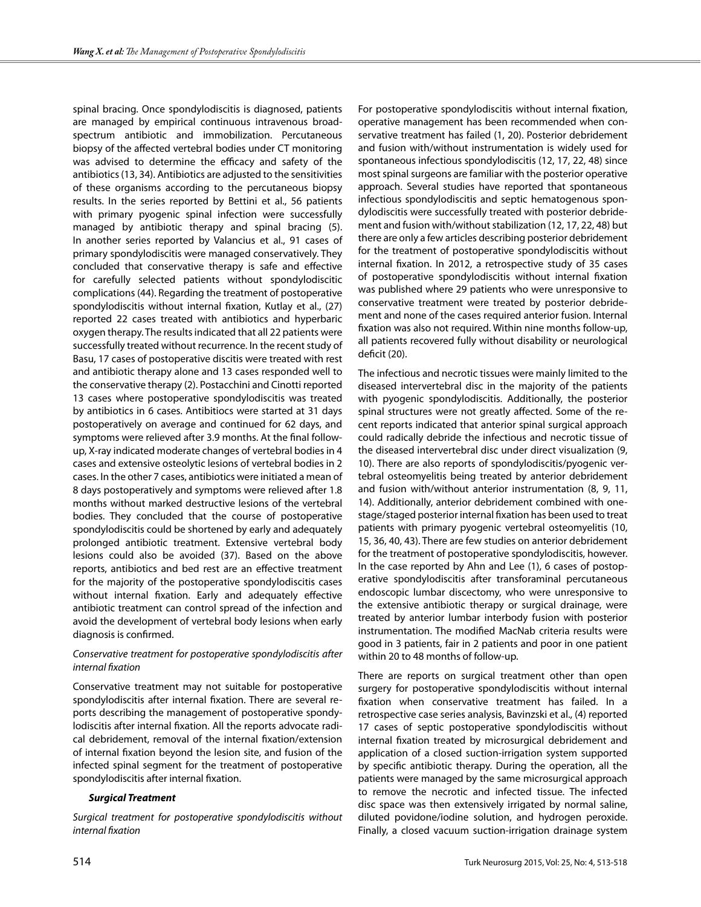spinal bracing. Once spondylodiscitis is diagnosed, patients are managed by empirical continuous intravenous broad-spectrum antibiotic and immobilization. Percutaneous biopsy of the affected vertebral bodies under CT monitoring was advised to determine the efficacy and safety of the antibiotics (13, 34). Antibiotics are adjusted to the sensitivities of these organisms according to the percutaneous biopsy results. In the series reported by Bettini et al., 56 patients with primary pyogenic spinal infection were successfully managed by antibiotic therapy and spinal bracing (5). In another series reported by Valancius et al., 91 cases of primary spondylodiscitis were managed conservatively. They concluded that conservative therapy is safe and effective for carefully selected patients without spondylodiscitic complications (44). Regarding the treatment of postoperative spondylodiscitis without internal fixation, Kutlay et al., (27) reported 22 cases treated with antibiotics and hyperbaric oxygen therapy. The results indicated that all 22 patients were successfully treated without recurrence. In the recent study of Basu, 17 cases of postoperative discitis were treated with rest and antibiotic therapy alone and 13 cases responded well to the conservative therapy (2). Postacchini and Cinotti reported 13 cases where postoperative spondylodiscitis was treated by antibiotics in 6 cases. Antibitiocs were started at 31 days postoperatively on average and continued for 62 days, and symptoms were relieved after 3.9 months. At the final follow-up, X-ray indicated moderate changes of vertebral bodies in 4 cases and extensive osteolytic lesions of vertebral bodies in 2 cases. In the other 7 cases, antibiotics were initiated a mean of 8 days postoperatively and symptoms were relieved after 1.8 months without marked destructive lesions of the vertebral bodies. They concluded that the course of postoperative spondylodiscitis could be shortened by early and adequately prolonged antibiotic treatment. Extensive vertebral body lesions could also be avoided (37). Based on the above reports, antibiotics and bed rest are an effective treatment for the majority of the postoperative spondylodiscitis cases without internal fixation. Early and adequately effective antibiotic treatment can control spread of the infection and avoid the development of vertebral body lesions when early diagnosis is confirmed.

*Conservative treatment for postoperative spondylodiscitis after internal fixation*

Conservative treatment may not suitable for postoperative spondylodiscitis after internal fixation. There are several reports describing the management of postoperative spondylodiscitis after internal fixation. All the reports advocate radical debridement, removal of the internal fixation/extension of internal fixation beyond the lesion site, and fusion of the infected spinal segment for the treatment of postoperative spondylodiscitis after internal fixation.

### *Surgical Treatment*

*Surgical treatment for postoperative spondylodiscitis without internal fixation*

For postoperative spondylodiscitis without internal fixation, operative management has been recommended when conservative treatment has failed (1, 20). Posterior debridement and fusion with/without instrumentation is widely used for spontaneous infectious spondylodiscitis (12, 17, 22, 48) since most spinal surgeons are familiar with the posterior operative approach. Several studies have reported that spontaneous infectious spondylodiscitis and septic hematogenous spondylodiscitis were successfully treated with posterior debridement and fusion with/without stabilization (12, 17, 22, 48) but there are only a few articles describing posterior debridement for the treatment of postoperative spondylodiscitis without internal fixation. In 2012, a retrospective study of 35 cases of postoperative spondylodiscitis without internal fixation was published where 29 patients who were unresponsive to conservative treatment were treated by posterior debridement and none of the cases required anterior fusion. Internal fixation was also not required. Within nine months follow-up, all patients recovered fully without disability or neurological deficit (20).

The infectious and necrotic tissues were mainly limited to the diseased intervertebral disc in the majority of the patients with pyogenic spondylodiscitis. Additionally, the posterior spinal structures were not greatly affected. Some of the recent reports indicated that anterior spinal surgical approach could radically debride the infectious and necrotic tissue of the diseased intervertebral disc under direct visualization (9, 10). There are also reports of spondylodiscitis/pyogenic vertebral osteomyelitis being treated by anterior debridement and fusion with/without anterior instrumentation (8, 9, 11, 14). Additionally, anterior debridement combined with one-stage/staged posterior internal fixation has been used to treat patients with primary pyogenic vertebral osteomyelitis (10, 15, 36, 40, 43). There are few studies on anterior debridement for the treatment of postoperative spondylodiscitis, however. In the case reported by Ahn and Lee (1), 6 cases of postoperative spondylodiscitis after transforaminal percutaneous endoscopic lumbar discectomy, who were unresponsive to the extensive antibiotic therapy or surgical drainage, were treated by anterior lumbar interbody fusion with posterior instrumentation. The modified MacNab criteria results were good in 3 patients, fair in 2 patients and poor in one patient within 20 to 48 months of follow-up.

There are reports on surgical treatment other than open surgery for postoperative spondylodiscitis without internal fixation when conservative treatment has failed. In a retrospective case series analysis, Bavinzski et al., (4) reported 17 cases of septic postoperative spondylodiscitis without internal fixation treated by microsurgical debridement and application of a closed suction-irrigation system supported by specific antibiotic therapy. During the operation, all the patients were managed by the same microsurgical approach to remove the necrotic and infected tissue. The infected disc space was then extensively irrigated by normal saline, diluted povidone/iodine solution, and hydrogen peroxide. Finally, a closed vacuum suction-irrigation drainage system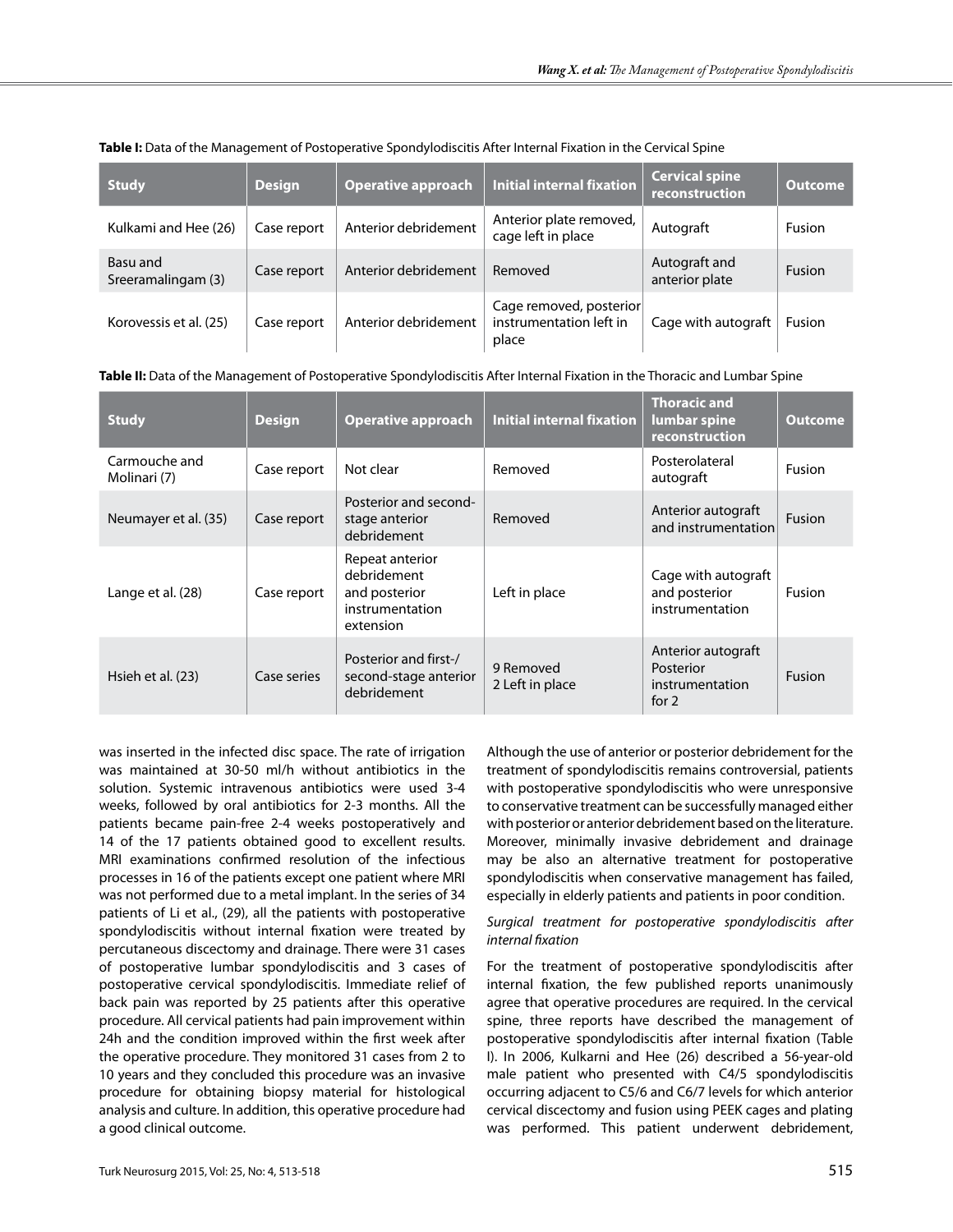**Table I:** Data of the Management of Postoperative Spondylodiscitis After Internal Fixation in the Cervical Spine

| Study | Design | Operative approach | Initial internal fixation | Cervical spine reconstruction | Outcome |
|---|---|---|---|---|---|
| Kulkami and Hee (26) | Case report | Anterior debridement | Anterior plate removed, cage left in place | Autograft | Fusion |
| Basu and Sreeramalingam (3) | Case report | Anterior debridement | Removed | Autograft and anterior plate | Fusion |
| Korovessis et al. (25) | Case report | Anterior debridement | Cage removed, posterior instrumentation left in place | Cage with autograft | Fusion |

**Table II:** Data of the Management of Postoperative Spondylodiscitis After Internal Fixation in the Thoracic and Lumbar Spine

| Study | Design | Operative approach | Initial internal fixation | Thoracic and lumbar spine reconstruction | Outcome |
|---|---|---|---|---|---|
| Carmouche and Molinari (7) | Case report | Not clear | Removed | Posterolateral autograft | Fusion |
| Neumayer et al. (35) | Case report | Posterior and second-stage anterior debridement | Removed | Anterior autograft and instrumentation | Fusion |
| Lange et al. (28) | Case report | Repeat anterior debridement and posterior instrumentation extension | Left in place | Cage with autograft and posterior instrumentation | Fusion |
| Hsieh et al. (23) | Case series | Posterior and first-/second-stage anterior debridement | 9 Removed 2 Left in place | Anterior autograft Posterior instrumentation for 2 | Fusion |

was inserted in the infected disc space. The rate of irrigation was maintained at 30-50 ml/h without antibiotics in the solution. Systemic intravenous antibiotics were used 3-4 weeks, followed by oral antibiotics for 2-3 months. All the patients became pain-free 2-4 weeks postoperatively and 14 of the 17 patients obtained good to excellent results. MRI examinations confirmed resolution of the infectious processes in 16 of the patients except one patient where MRI was not performed due to a metal implant. In the series of 34 patients of Li et al., (29), all the patients with postoperative spondylodiscitis without internal fixation were treated by percutaneous discectomy and drainage. There were 31 cases of postoperative lumbar spondylodiscitis and 3 cases of postoperative cervical spondylodiscitis. Immediate relief of back pain was reported by 25 patients after this operative procedure. All cervical patients had pain improvement within 24h and the condition improved within the first week after the operative procedure. They monitored 31 cases from 2 to 10 years and they concluded this procedure was an invasive procedure for obtaining biopsy material for histological analysis and culture. In addition, this operative procedure had a good clinical outcome.

Although the use of anterior or posterior debridement for the treatment of spondylodiscitis remains controversial, patients with postoperative spondylodiscitis who were unresponsive to conservative treatment can be successfully managed either with posterior or anterior debridement based on the literature. Moreover, minimally invasive debridement and drainage may be also an alternative treatment for postoperative spondylodiscitis when conservative management has failed, especially in elderly patients and patients in poor condition.

*Surgical treatment for postoperative spondylodiscitis after internal fixation*

For the treatment of postoperative spondylodiscitis after internal fixation, the few published reports unanimously agree that operative procedures are required. In the cervical spine, three reports have described the management of postoperative spondylodiscitis after internal fixation (Table I). In 2006, Kulkarni and Hee (26) described a 56-year-old male patient who presented with C4/5 spondylodiscitis occurring adjacent to C5/6 and C6/7 levels for which anterior cervical discectomy and fusion using PEEK cages and plating was performed. This patient underwent debridement,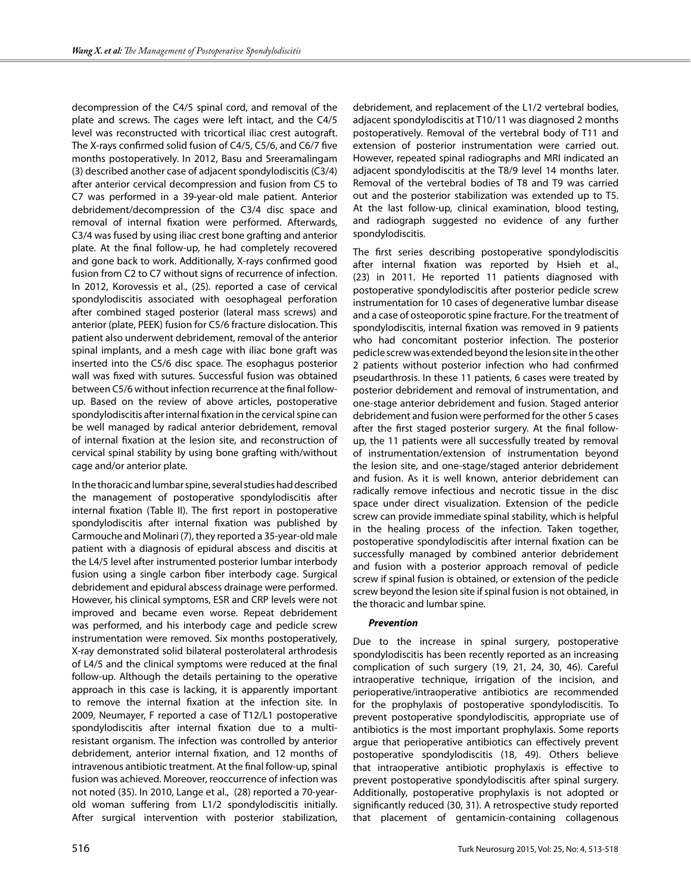decompression of the C4/5 spinal cord, and removal of the plate and screws. The cages were left intact, and the C4/5 level was reconstructed with tricortical iliac crest autograft. The X-rays confirmed solid fusion of C4/5, C5/6, and C6/7 five months postoperatively. In 2012, Basu and Sreeramalingam (3) described another case of adjacent spondylodiscitis (C3/4) after anterior cervical decompression and fusion from C5 to C7 was performed in a 39-year-old male patient. Anterior debridement/decompression of the C3/4 disc space and removal of internal fixation were performed. Afterwards, C3/4 was fused by using iliac crest bone grafting and anterior plate. At the final follow-up, he had completely recovered and gone back to work. Additionally, X-rays confirmed good fusion from C2 to C7 without signs of recurrence of infection. In 2012, Korovessis et al., (25). reported a case of cervical spondylodiscitis associated with oesophageal perforation after combined staged posterior (lateral mass screws) and anterior (plate, PEEK) fusion for C5/6 fracture dislocation. This patient also underwent debridement, removal of the anterior spinal implants, and a mesh cage with iliac bone graft was inserted into the C5/6 disc space. The esophagus posterior wall was fixed with sutures. Successful fusion was obtained between C5/6 without infection recurrence at the final follow-up. Based on the review of above articles, postoperative spondylodiscitis after internal fixation in the cervical spine can be well managed by radical anterior debridement, removal of internal fixation at the lesion site, and reconstruction of cervical spinal stability by using bone grafting with/without cage and/or anterior plate.

In the thoracic and lumbar spine, several studies had described the management of postoperative spondylodiscitis after internal fixation (Table II). The first report in postoperative spondylodiscitis after internal fixation was published by Carmouche and Molinari (7), they reported a 35-year-old male patient with a diagnosis of epidural abscess and discitis at the L4/5 level after instrumented posterior lumbar interbody fusion using a single carbon fiber interbody cage. Surgical debridement and epidural abscess drainage were performed. However, his clinical symptoms, ESR and CRP levels were not improved and became even worse. Repeat debridement was performed, and his interbody cage and pedicle screw instrumentation were removed. Six months postoperatively, X-ray demonstrated solid bilateral posterolateral arthrodesis of L4/5 and the clinical symptoms were reduced at the final follow-up. Although the details pertaining to the operative approach in this case is lacking, it is apparently important to remove the internal fixation at the infection site. In 2009, Neumayer, F reported a case of T12/L1 postoperative spondylodiscitis after internal fixation due to a multi-resistant organism. The infection was controlled by anterior debridement, anterior internal fixation, and 12 months of intravenous antibiotic treatment. At the final follow-up, spinal fusion was achieved. Moreover, reoccurrence of infection was not noted (35). In 2010, Lange et al., (28) reported a 70-year-old woman suffering from L1/2 spondylodiscitis initially. After surgical intervention with posterior stabilization, debridement, and replacement of the L1/2 vertebral bodies, adjacent spondylodiscitis at T10/11 was diagnosed 2 months postoperatively. Removal of the vertebral body of T11 and extension of posterior instrumentation were carried out. However, repeated spinal radiographs and MRI indicated an adjacent spondylodiscitis at the T8/9 level 14 months later. Removal of the vertebral bodies of T8 and T9 was carried out and the posterior stabilization was extended up to T5. At the last follow-up, clinical examination, blood testing, and radiograph suggested no evidence of any further spondylodiscitis.

The first series describing postoperative spondylodiscitis after internal fixation was reported by Hsieh et al., (23) in 2011. He reported 11 patients diagnosed with postoperative spondylodiscitis after posterior pedicle screw instrumentation for 10 cases of degenerative lumbar disease and a case of osteoporotic spine fracture. For the treatment of spondylodiscitis, internal fixation was removed in 9 patients who had concomitant posterior infection. The posterior pedicle screw was extended beyond the lesion site in the other 2 patients without posterior infection who had confirmed pseudarthrosis. In these 11 patients, 6 cases were treated by posterior debridement and removal of instrumentation, and one-stage anterior debridement and fusion. Staged anterior debridement and fusion were performed for the other 5 cases after the first staged posterior surgery. At the final follow-up, the 11 patients were all successfully treated by removal of instrumentation/extension of instrumentation beyond the lesion site, and one-stage/staged anterior debridement and fusion. As it is well known, anterior debridement can radically remove infectious and necrotic tissue in the disc space under direct visualization. Extension of the pedicle screw can provide immediate spinal stability, which is helpful in the healing process of the infection. Taken together, postoperative spondylodiscitis after internal fixation can be successfully managed by combined anterior debridement and fusion with a posterior approach removal of pedicle screw if spinal fusion is obtained, or extension of the pedicle screw beyond the lesion site if spinal fusion is not obtained, in the thoracic and lumbar spine.

### *Prevention*

Due to the increase in spinal surgery, postoperative spondylodiscitis has been recently reported as an increasing complication of such surgery (19, 21, 24, 30, 46). Careful intraoperative technique, irrigation of the incision, and perioperative/intraoperative antibiotics are recommended for the prophylaxis of postoperative spondylodiscitis. To prevent postoperative spondylodiscitis, appropriate use of antibiotics is the most important prophylaxis. Some reports argue that perioperative antibiotics can effectively prevent postoperative spondylodiscitis (18, 49). Others believe that intraoperative antibiotic prophylaxis is effective to prevent postoperative spondylodiscitis after spinal surgery. Additionally, postoperative prophylaxis is not adopted or significantly reduced (30, 31). A retrospective study reported that placement of gentamicin-containing collagenous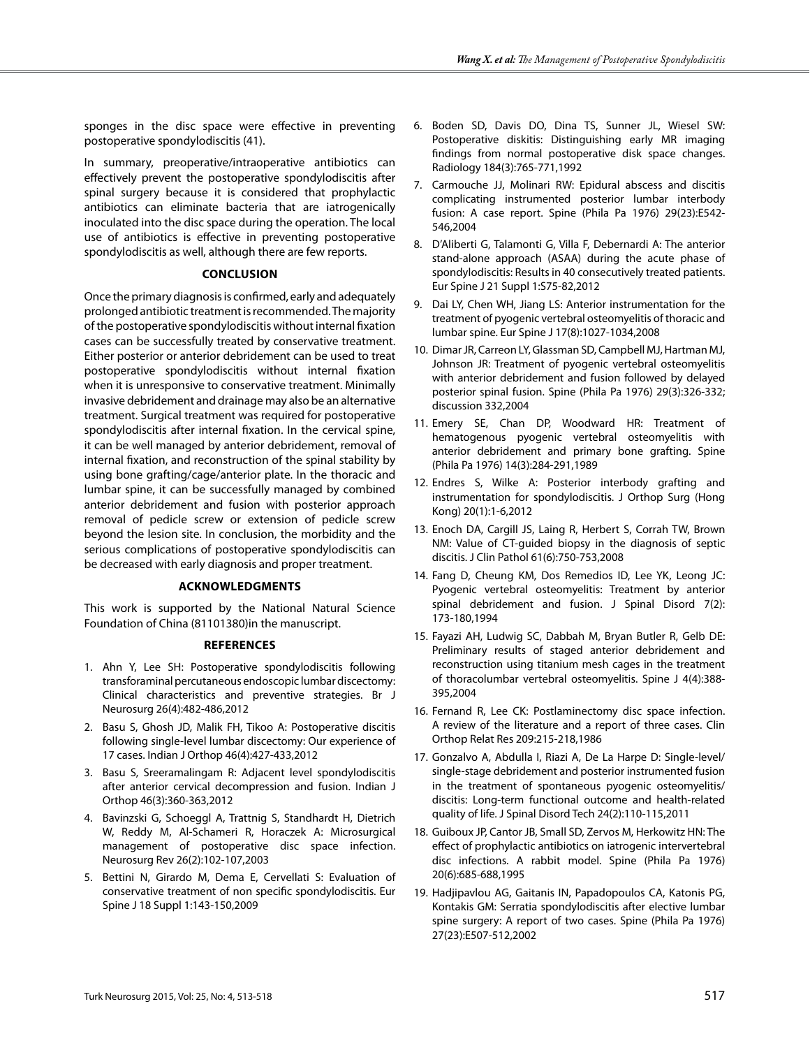sponges in the disc space were effective in preventing postoperative spondylodiscitis (41).

In summary, preoperative/intraoperative antibiotics can effectively prevent the postoperative spondylodiscitis after spinal surgery because it is considered that prophylactic antibiotics can eliminate bacteria that are iatrogenically inoculated into the disc space during the operation. The local use of antibiotics is effective in preventing postoperative spondylodiscitis as well, although there are few reports.

## CONCLUSION

Once the primary diagnosis is confirmed, early and adequately prolonged antibiotic treatment is recommended. The majority of the postoperative spondylodiscitis without internal fixation cases can be successfully treated by conservative treatment. Either posterior or anterior debridement can be used to treat postoperative spondylodiscitis without internal fixation when it is unresponsive to conservative treatment. Minimally invasive debridement and drainage may also be an alternative treatment. Surgical treatment was required for postoperative spondylodiscitis after internal fixation. In the cervical spine, it can be well managed by anterior debridement, removal of internal fixation, and reconstruction of the spinal stability by using bone grafting/cage/anterior plate. In the thoracic and lumbar spine, it can be successfully managed by combined anterior debridement and fusion with posterior approach removal of pedicle screw or extension of pedicle screw beyond the lesion site. In conclusion, the morbidity and the serious complications of postoperative spondylodiscitis can be decreased with early diagnosis and proper treatment.

## ACKNOWLEDGMENTS

This work is supported by the National Natural Science Foundation of China (81101380)in the manuscript.

## REFERENCES

1. Ahn Y, Lee SH: Postoperative spondylodiscitis following transforaminal percutaneous endoscopic lumbar discectomy: Clinical characteristics and preventive strategies. Br J Neurosurg 26(4):482-486,2012
2. Basu S, Ghosh JD, Malik FH, Tikoo A: Postoperative discitis following single-level lumbar discectomy: Our experience of 17 cases. Indian J Orthop 46(4):427-433,2012
3. Basu S, Sreeramalingam R: Adjacent level spondylodiscitis after anterior cervical decompression and fusion. Indian J Orthop 46(3):360-363,2012
4. Bavinzski G, Schoeggl A, Trattnig S, Standhardt H, Dietrich W, Reddy M, Al-Schameri R, Horaczek A: Microsurgical management of postoperative disc space infection. Neurosurg Rev 26(2):102-107,2003
5. Bettini N, Girardo M, Dema E, Cervellati S: Evaluation of conservative treatment of non specific spondylodiscitis. Eur Spine J 18 Suppl 1:143-150,2009
6. Boden SD, Davis DO, Dina TS, Sunner JL, Wiesel SW: Postoperative diskitis: Distinguishing early MR imaging findings from normal postoperative disk space changes. Radiology 184(3):765-771,1992
7. Carmouche JJ, Molinari RW: Epidural abscess and discitis complicating instrumented posterior lumbar interbody fusion: A case report. Spine (Phila Pa 1976) 29(23):E542-546,2004
8. D'Aliberti G, Talamonti G, Villa F, Debernardi A: The anterior stand-alone approach (ASAA) during the acute phase of spondylodiscitis: Results in 40 consecutively treated patients. Eur Spine J 21 Suppl 1:S75-82,2012
9. Dai LY, Chen WH, Jiang LS: Anterior instrumentation for the treatment of pyogenic vertebral osteomyelitis of thoracic and lumbar spine. Eur Spine J 17(8):1027-1034,2008
10. Dimar JR, Carreon LY, Glassman SD, Campbell MJ, Hartman MJ, Johnson JR: Treatment of pyogenic vertebral osteomyelitis with anterior debridement and fusion followed by delayed posterior spinal fusion. Spine (Phila Pa 1976) 29(3):326-332; discussion 332,2004
11. Emery SE, Chan DP, Woodward HR: Treatment of hematogenous pyogenic vertebral osteomyelitis with anterior debridement and primary bone grafting. Spine (Phila Pa 1976) 14(3):284-291,1989
12. Endres S, Wilke A: Posterior interbody grafting and instrumentation for spondylodiscitis. J Orthop Surg (Hong Kong) 20(1):1-6,2012
13. Enoch DA, Cargill JS, Laing R, Herbert S, Corrah TW, Brown NM: Value of CT-guided biopsy in the diagnosis of septic discitis. J Clin Pathol 61(6):750-753,2008
14. Fang D, Cheung KM, Dos Remedios ID, Lee YK, Leong JC: Pyogenic vertebral osteomyelitis: Treatment by anterior spinal debridement and fusion. J Spinal Disord 7(2): 173-180,1994
15. Fayazi AH, Ludwig SC, Dabbah M, Bryan Butler R, Gelb DE: Preliminary results of staged anterior debridement and reconstruction using titanium mesh cages in the treatment of thoracolumbar vertebral osteomyelitis. Spine J 4(4):388-395,2004
16. Fernand R, Lee CK: Postlaminectomy disc space infection. A review of the literature and a report of three cases. Clin Orthop Relat Res 209:215-218,1986
17. Gonzalvo A, Abdulla I, Riazi A, De La Harpe D: Single-level/single-stage debridement and posterior instrumented fusion in the treatment of spontaneous pyogenic osteomyelitis/discitis: Long-term functional outcome and health-related quality of life. J Spinal Disord Tech 24(2):110-115,2011
18. Guiboux JP, Cantor JB, Small SD, Zervos M, Herkowitz HN: The effect of prophylactic antibiotics on iatrogenic intervertebral disc infections. A rabbit model. Spine (Phila Pa 1976) 20(6):685-688,1995
19. Hadjipavlou AG, Gaitanis IN, Papadopoulos CA, Katonis PG, Kontakis GM: Serratia spondylodiscitis after elective lumbar spine surgery: A report of two cases. Spine (Phila Pa 1976) 27(23):E507-512,2002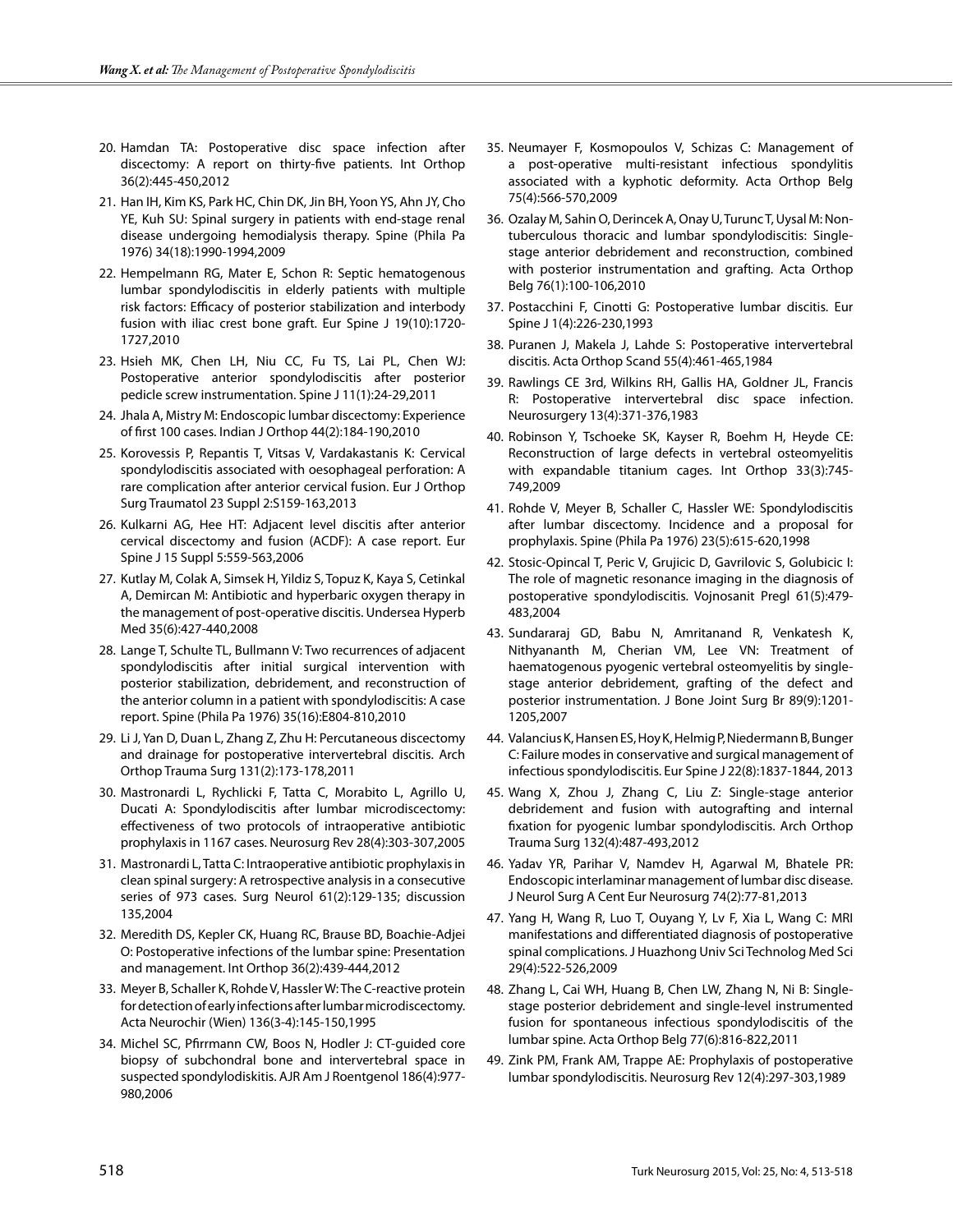20. Hamdan TA: Postoperative disc space infection after discectomy: A report on thirty-five patients. Int Orthop 36(2):445-450,2012
21. Han IH, Kim KS, Park HC, Chin DK, Jin BH, Yoon YS, Ahn JY, Cho YE, Kuh SU: Spinal surgery in patients with end-stage renal disease undergoing hemodialysis therapy. Spine (Phila Pa 1976) 34(18):1990-1994,2009
22. Hempelmann RG, Mater E, Schon R: Septic hematogenous lumbar spondylodiscitis in elderly patients with multiple risk factors: Efficacy of posterior stabilization and interbody fusion with iliac crest bone graft. Eur Spine J 19(10):1720-1727,2010
23. Hsieh MK, Chen LH, Niu CC, Fu TS, Lai PL, Chen WJ: Postoperative anterior spondylodiscitis after posterior pedicle screw instrumentation. Spine J 11(1):24-29,2011
24. Jhala A, Mistry M: Endoscopic lumbar discectomy: Experience of first 100 cases. Indian J Orthop 44(2):184-190,2010
25. Korovessis P, Repantis T, Vitsas V, Vardakastanis K: Cervical spondylodiscitis associated with oesophageal perforation: A rare complication after anterior cervical fusion. Eur J Orthop Surg Traumatol 23 Suppl 2:S159-163,2013
26. Kulkarni AG, Hee HT: Adjacent level discitis after anterior cervical discectomy and fusion (ACDF): A case report. Eur Spine J 15 Suppl 5:559-563,2006
27. Kutlay M, Colak A, Simsek H, Yildiz S, Topuz K, Kaya S, Cetinkal A, Demircan M: Antibiotic and hyperbaric oxygen therapy in the management of post-operative discitis. Undersea Hyperb Med 35(6):427-440,2008
28. Lange T, Schulte TL, Bullmann V: Two recurrences of adjacent spondylodiscitis after initial surgical intervention with posterior stabilization, debridement, and reconstruction of the anterior column in a patient with spondylodiscitis: A case report. Spine (Phila Pa 1976) 35(16):E804-810,2010
29. Li J, Yan D, Duan L, Zhang Z, Zhu H: Percutaneous discectomy and drainage for postoperative intervertebral discitis. Arch Orthop Trauma Surg 131(2):173-178,2011
30. Mastronardi L, Rychlicki F, Tatta C, Morabito L, Agrillo U, Ducati A: Spondylodiscitis after lumbar microdiscectomy: effectiveness of two protocols of intraoperative antibiotic prophylaxis in 1167 cases. Neurosurg Rev 28(4):303-307,2005
31. Mastronardi L, Tatta C: Intraoperative antibiotic prophylaxis in clean spinal surgery: A retrospective analysis in a consecutive series of 973 cases. Surg Neurol 61(2):129-135; discussion 135,2004
32. Meredith DS, Kepler CK, Huang RC, Brause BD, Boachie-Adjei O: Postoperative infections of the lumbar spine: Presentation and management. Int Orthop 36(2):439-444,2012
33. Meyer B, Schaller K, Rohde V, Hassler W: The C-reactive protein for detection of early infections after lumbar microdiscectomy. Acta Neurochir (Wien) 136(3-4):145-150,1995
34. Michel SC, Pfirrmann CW, Boos N, Hodler J: CT-guided core biopsy of subchondral bone and intervertebral space in suspected spondylodiskitis. AJR Am J Roentgenol 186(4):977-980,2006
35. Neumayer F, Kosmopoulos V, Schizas C: Management of a post-operative multi-resistant infectious spondylitis associated with a kyphotic deformity. Acta Orthop Belg 75(4):566-570,2009
36. Ozalay M, Sahin O, Derincek A, Onay U, Turunc T, Uysal M: Non-tuberculous thoracic and lumbar spondylodiscitis: Single-stage anterior debridement and reconstruction, combined with posterior instrumentation and grafting. Acta Orthop Belg 76(1):100-106,2010
37. Postacchini F, Cinotti G: Postoperative lumbar discitis. Eur Spine J 1(4):226-230,1993
38. Puranen J, Makela J, Lahde S: Postoperative intervertebral discitis. Acta Orthop Scand 55(4):461-465,1984
39. Rawlings CE 3rd, Wilkins RH, Gallis HA, Goldner JL, Francis R: Postoperative intervertebral disc space infection. Neurosurgery 13(4):371-376,1983
40. Robinson Y, Tschoeke SK, Kayser R, Boehm H, Heyde CE: Reconstruction of large defects in vertebral osteomyelitis with expandable titanium cages. Int Orthop 33(3):745-749,2009
41. Rohde V, Meyer B, Schaller C, Hassler WE: Spondylodiscitis after lumbar discectomy. Incidence and a proposal for prophylaxis. Spine (Phila Pa 1976) 23(5):615-620,1998
42. Stosic-Opincal T, Peric V, Grujicic D, Gavrilovic S, Golubicic I: The role of magnetic resonance imaging in the diagnosis of postoperative spondylodiscitis. Vojnosanit Pregl 61(5):479-483,2004
43. Sundararaj GD, Babu N, Amritanand R, Venkatesh K, Nithyananth M, Cherian VM, Lee VN: Treatment of haematogenous pyogenic vertebral osteomyelitis by single-stage anterior debridement, grafting of the defect and posterior instrumentation. J Bone Joint Surg Br 89(9):1201-1205,2007
44. Valancius K, Hansen ES, Hoy K, Helmig P, Niedermann B, Bunger C: Failure modes in conservative and surgical management of infectious spondylodiscitis. Eur Spine J 22(8):1837-1844, 2013
45. Wang X, Zhou J, Zhang C, Liu Z: Single-stage anterior debridement and fusion with autografting and internal fixation for pyogenic lumbar spondylodiscitis. Arch Orthop Trauma Surg 132(4):487-493,2012
46. Yadav YR, Parihar V, Namdev H, Agarwal M, Bhatele PR: Endoscopic interlaminar management of lumbar disc disease. J Neurol Surg A Cent Eur Neurosurg 74(2):77-81,2013
47. Yang H, Wang R, Luo T, Ouyang Y, Lv F, Xia L, Wang C: MRI manifestations and differentiated diagnosis of postoperative spinal complications. J Huazhong Univ Sci Technolog Med Sci 29(4):522-526,2009
48. Zhang L, Cai WH, Huang B, Chen LW, Zhang N, Ni B: Single-stage posterior debridement and single-level instrumented fusion for spontaneous infectious spondylodiscitis of the lumbar spine. Acta Orthop Belg 77(6):816-822,2011
49. Zink PM, Frank AM, Trappe AE: Prophylaxis of postoperative lumbar spondylodiscitis. Neurosurg Rev 12(4):297-303,1989